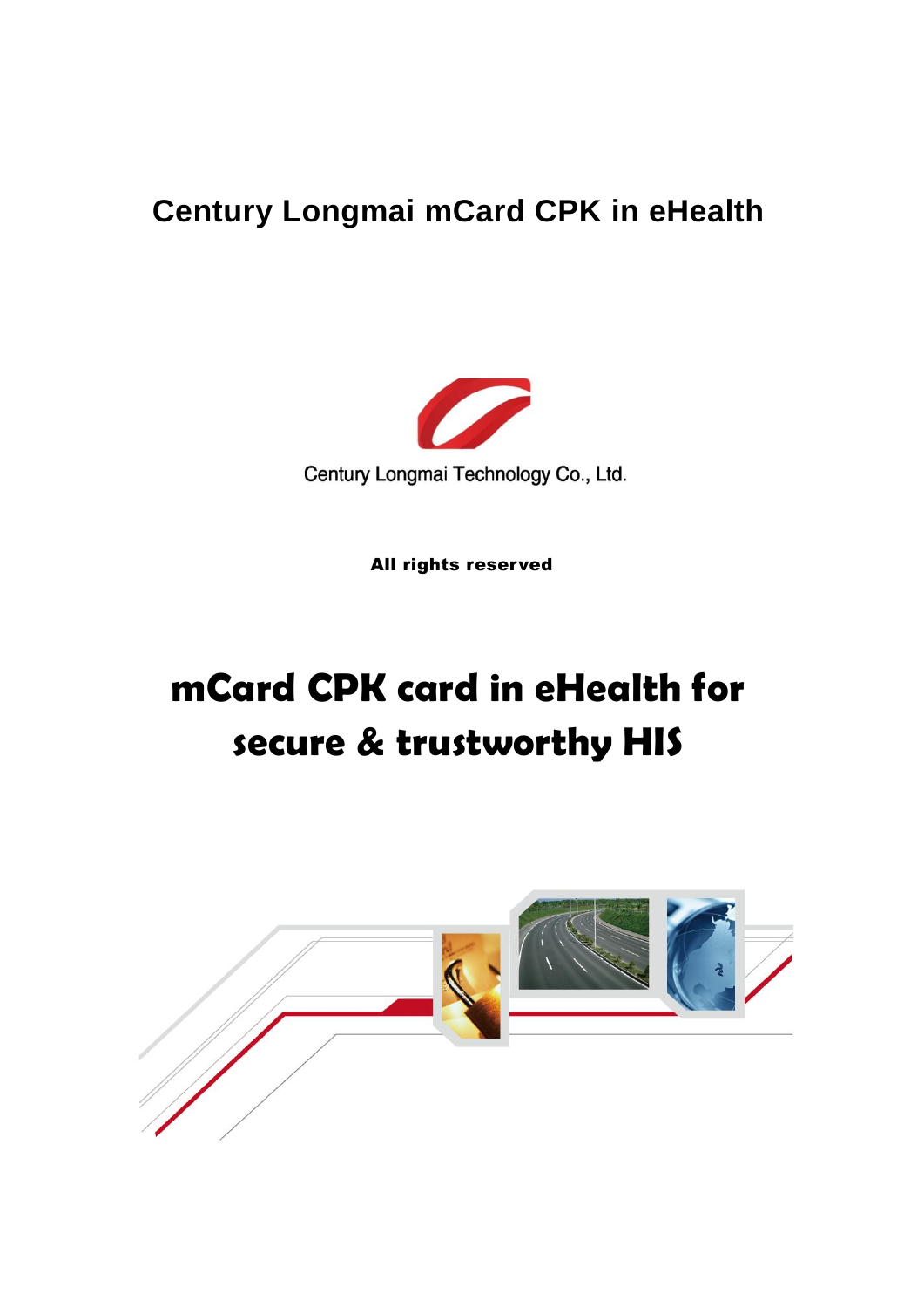# Century Longmai mCard CPK in eHealth

Century Longmai Technology Co., Ltd.

**All rights reserved**

# mCard CPK card in eHealth for secure & trustworthy HIS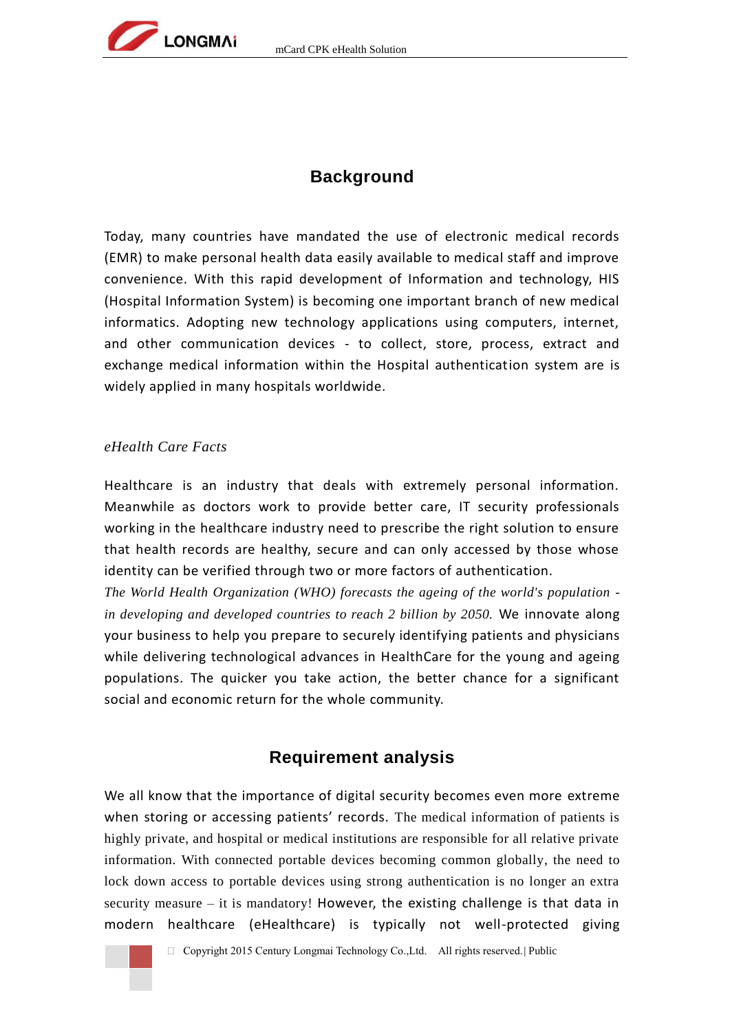## Background

Today, many countries have mandated the use of electronic medical records (EMR) to make personal health data easily available to medical staff and improve convenience. With this rapid development of Information and technology, HIS (Hospital Information System) is becoming one important branch of new medical informatics. Adopting new technology applications using computers, internet, and other communication devices - to collect, store, process, extract and exchange medical information within the Hospital authentication system are is widely applied in many hospitals worldwide.

### *eHealth Care Facts*

Healthcare is an industry that deals with extremely personal information. Meanwhile as doctors work to provide better care, IT security professionals working in the healthcare industry need to prescribe the right solution to ensure that health records are healthy, secure and can only accessed by those whose identity can be verified through two or more factors of authentication. *The World Health Organization (WHO) forecasts the ageing of the world's population - in developing and developed countries to reach 2 billion by 2050.* We innovate along your business to help you prepare to securely identifying patients and physicians while delivering technological advances in HealthCare for the young and ageing populations. The quicker you take action, the better chance for a significant social and economic return for the whole community.

## Requirement analysis

We all know that the importance of digital security becomes even more extreme when storing or accessing patients' records. The medical information of patients is highly private, and hospital or medical institutions are responsible for all relative private information. With connected portable devices becoming common globally, the need to lock down access to portable devices using strong authentication is no longer an extra security measure – it is mandatory! However, the existing challenge is that data in modern healthcare (eHealthcare) is typically not well-protected giving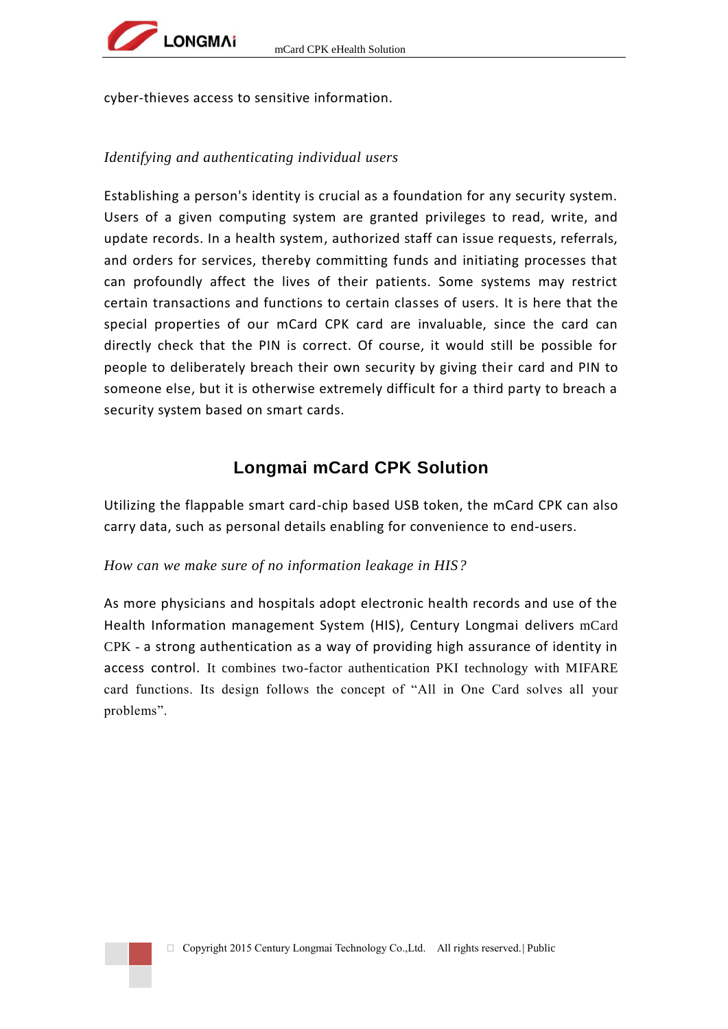cyber-thieves access to sensitive information.

*Identifying and authenticating individual users*

Establishing a person's identity is crucial as a foundation for any security system. Users of a given computing system are granted privileges to read, write, and update records. In a health system, authorized staff can issue requests, referrals, and orders for services, thereby committing funds and initiating processes that can profoundly affect the lives of their patients. Some systems may restrict certain transactions and functions to certain classes of users. It is here that the special properties of our mCard CPK card are invaluable, since the card can directly check that the PIN is correct. Of course, it would still be possible for people to deliberately breach their own security by giving their card and PIN to someone else, but it is otherwise extremely difficult for a third party to breach a security system based on smart cards.

## Longmai mCard CPK Solution

Utilizing the flappable smart card-chip based USB token, the mCard CPK can also carry data, such as personal details enabling for convenience to end-users.

*How can we make sure of no information leakage in HIS?*

As more physicians and hospitals adopt electronic health records and use of the Health Information management System (HIS), Century Longmai delivers mCard CPK - a strong authentication as a way of providing high assurance of identity in access control. It combines two-factor authentication PKI technology with MIFARE card functions. Its design follows the concept of "All in One Card solves all your problems".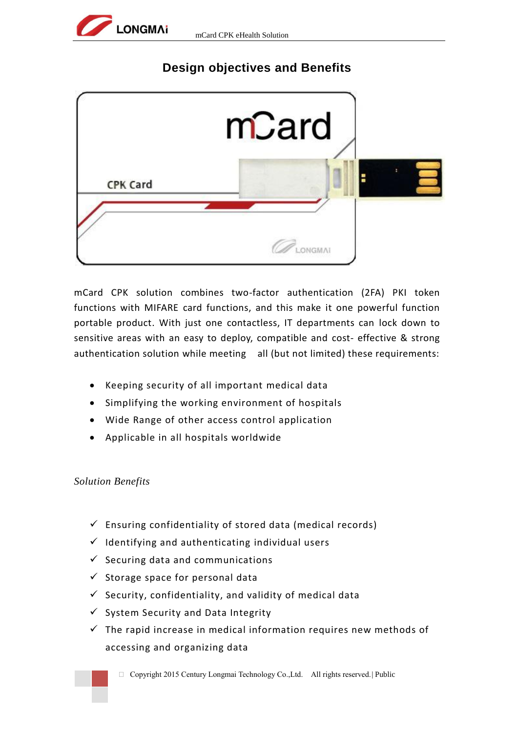# Design objectives and Benefits

mCard CPK solution combines two-factor authentication (2FA) PKI token functions with MIFARE card functions, and this make it one powerful function portable product. With just one contactless, IT departments can lock down to sensitive areas with an easy to deploy, compatible and cost- effective & strong authentication solution while meeting all (but not limited) these requirements:

- Keeping security of all important medical data
- Simplifying the working environment of hospitals
- Wide Range of other access control application
- Applicable in all hospitals worldwide

*Solution Benefits*

- ✓ Ensuring confidentiality of stored data (medical records)
- ✓ Identifying and authenticating individual users
- ✓ Securing data and communications
- ✓ Storage space for personal data
- ✓ Security, confidentiality, and validity of medical data
- ✓ System Security and Data Integrity
- ✓ The rapid increase in medical information requires new methods of accessing and organizing data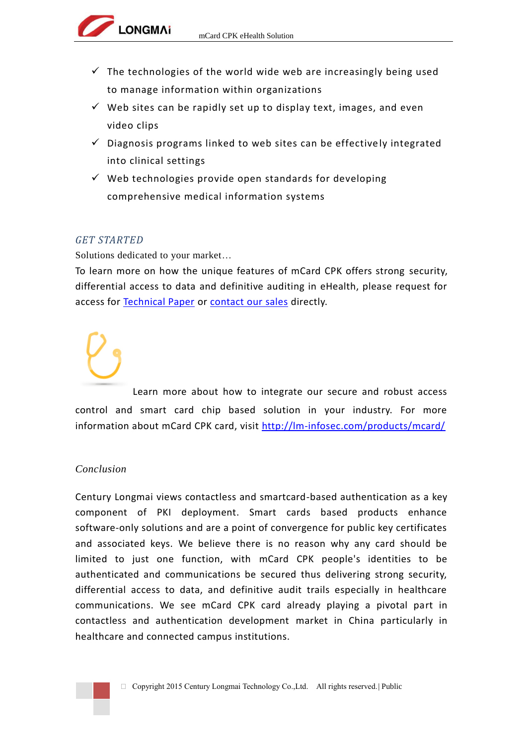- ✓ The technologies of the world wide web are increasingly being used to manage information within organizations
- ✓ Web sites can be rapidly set up to display text, images, and even video clips
- ✓ Diagnosis programs linked to web sites can be effectively integrated into clinical settings
- ✓ Web technologies provide open standards for developing comprehensive medical information systems

### *GET STARTED*

Solutions dedicated to your market…

To learn more on how the unique features of mCard CPK offers strong security, differential access to data and definitive auditing in eHealth, please request for access for [Technical Paper] or [contact our sales] directly.

Learn more about how to integrate our secure and robust access control and smart card chip based solution in your industry. For more information about mCard CPK card, visit http://lm-infosec.com/products/mcard/

### *Conclusion*

Century Longmai views contactless and smartcard-based authentication as a key component of PKI deployment. Smart cards based products enhance software-only solutions and are a point of convergence for public key certificates and associated keys. We believe there is no reason why any card should be limited to just one function, with mCard CPK people's identities to be authenticated and communications be secured thus delivering strong security, differential access to data, and definitive audit trails especially in healthcare communications. We see mCard CPK card already playing a pivotal part in contactless and authentication development market in China particularly in healthcare and connected campus institutions.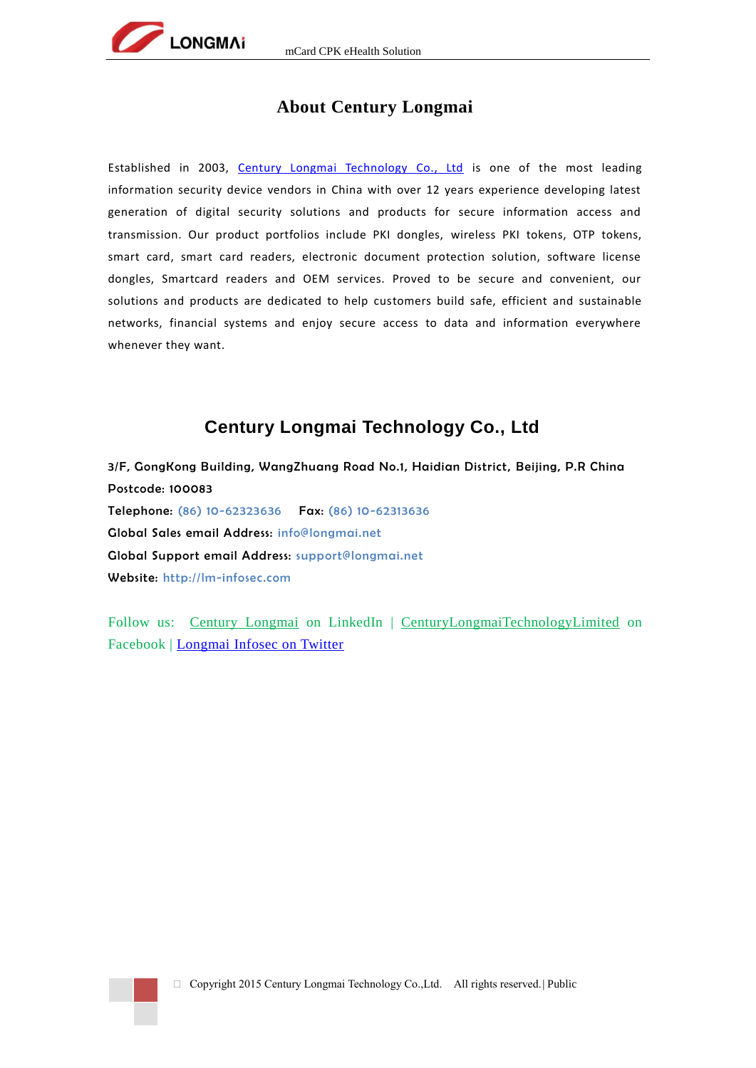# About Century Longmai

Established in 2003, Century Longmai Technology Co., Ltd is one of the most leading information security device vendors in China with over 12 years experience developing latest generation of digital security solutions and products for secure information access and transmission. Our product portfolios include PKI dongles, wireless PKI tokens, OTP tokens, smart card, smart card readers, electronic document protection solution, software license dongles, Smartcard readers and OEM services. Proved to be secure and convenient, our solutions and products are dedicated to help customers build safe, efficient and sustainable networks, financial systems and enjoy secure access to data and information everywhere whenever they want.

## Century Longmai Technology Co., Ltd

**3/F, GongKong Building, WangZhuang Road No.1, Haidian District, Beijing, P.R China**
**Postcode: 100083**
**Telephone:** (86) 10-62323636 **Fax:** (86) 10-62313636
**Global Sales email Address:** info@longmai.net
**Global Support email Address:** support@longmai.net
**Website:** http://lm-infosec.com

Follow us: Century Longmai on LinkedIn | CenturyLongmaiTechnologyLimited on Facebook | Longmai Infosec on Twitter